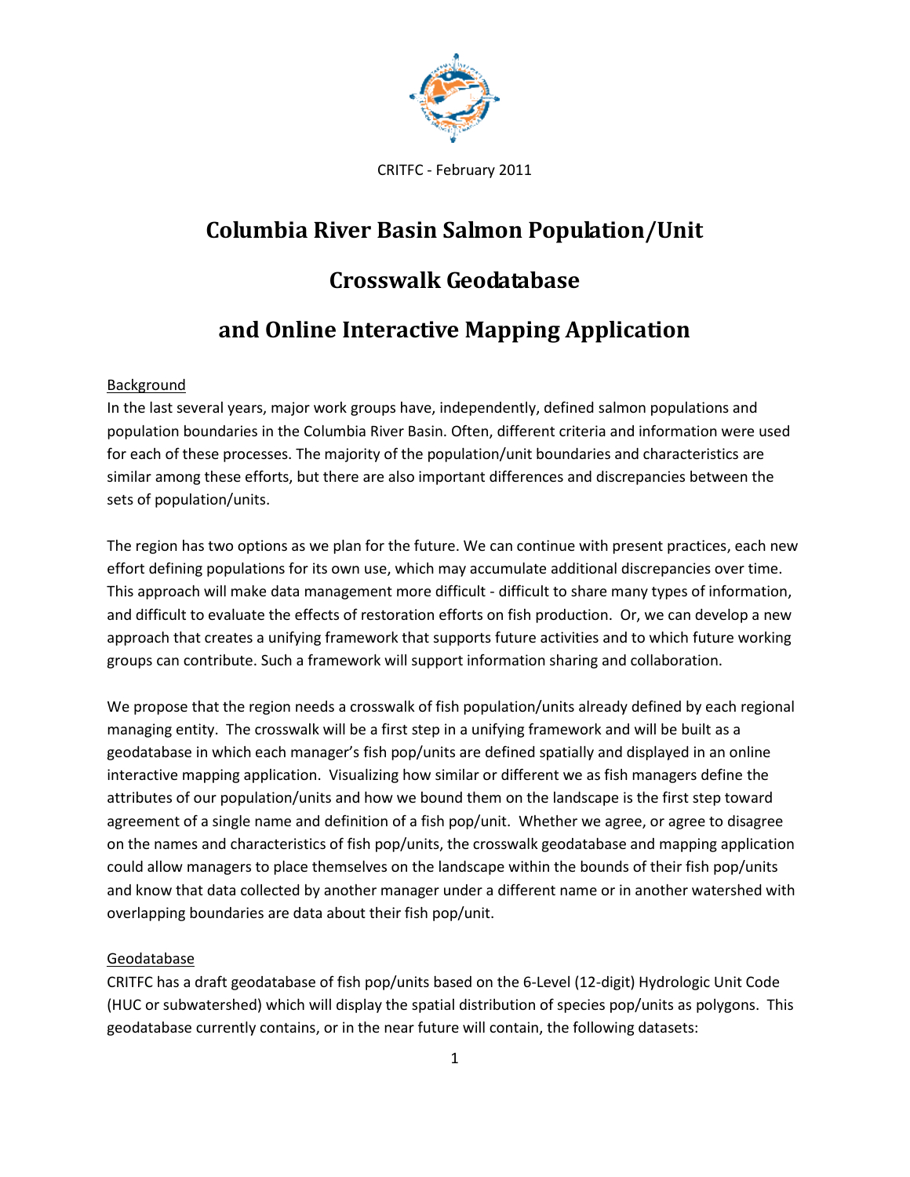CRITFC - February 2011

# Columbia River Basin Salmon Population/Unit

# Crosswalk Geodatabase

# and Online Interactive Mapping Application

## Background

In the last several years, major work groups have, independently, defined salmon populations and population boundaries in the Columbia River Basin. Often, different criteria and information were used for each of these processes. The majority of the population/unit boundaries and characteristics are similar among these efforts, but there are also important differences and discrepancies between the sets of population/units.

The region has two options as we plan for the future. We can continue with present practices, each new effort defining populations for its own use, which may accumulate additional discrepancies over time. This approach will make data management more difficult - difficult to share many types of information, and difficult to evaluate the effects of restoration efforts on fish production. Or, we can develop a new approach that creates a unifying framework that supports future activities and to which future working groups can contribute. Such a framework will support information sharing and collaboration.

We propose that the region needs a crosswalk of fish population/units already defined by each regional managing entity. The crosswalk will be a first step in a unifying framework and will be built as a geodatabase in which each manager's fish pop/units are defined spatially and displayed in an online interactive mapping application. Visualizing how similar or different we as fish managers define the attributes of our population/units and how we bound them on the landscape is the first step toward agreement of a single name and definition of a fish pop/unit. Whether we agree, or agree to disagree on the names and characteristics of fish pop/units, the crosswalk geodatabase and mapping application could allow managers to place themselves on the landscape within the bounds of their fish pop/units and know that data collected by another manager under a different name or in another watershed with overlapping boundaries are data about their fish pop/unit.

## Geodatabase

CRITFC has a draft geodatabase of fish pop/units based on the 6-Level (12-digit) Hydrologic Unit Code (HUC or subwatershed) which will display the spatial distribution of species pop/units as polygons. This geodatabase currently contains, or in the near future will contain, the following datasets: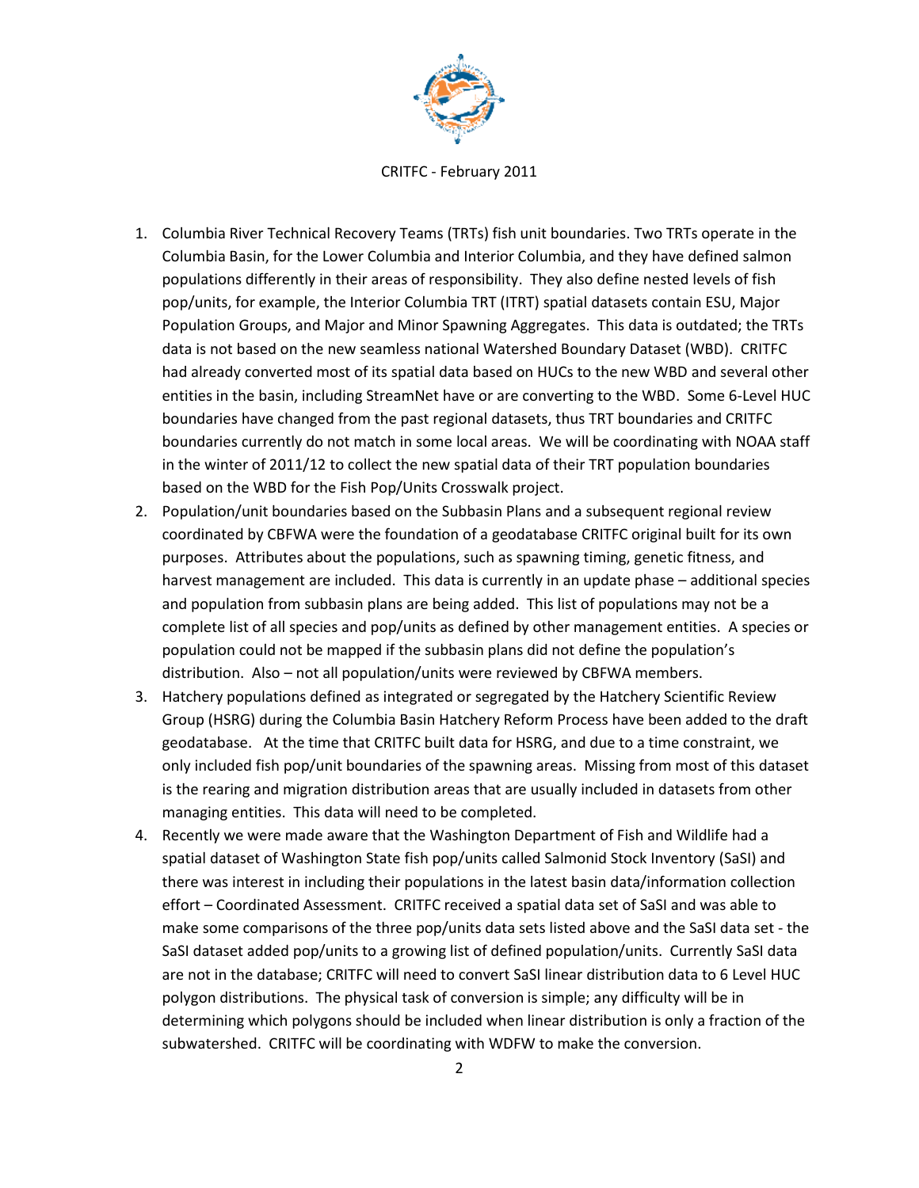CRITFC - February 2011

1. Columbia River Technical Recovery Teams (TRTs) fish unit boundaries. Two TRTs operate in the Columbia Basin, for the Lower Columbia and Interior Columbia, and they have defined salmon populations differently in their areas of responsibility. They also define nested levels of fish pop/units, for example, the Interior Columbia TRT (ITRT) spatial datasets contain ESU, Major Population Groups, and Major and Minor Spawning Aggregates. This data is outdated; the TRTs data is not based on the new seamless national Watershed Boundary Dataset (WBD). CRITFC had already converted most of its spatial data based on HUCs to the new WBD and several other entities in the basin, including StreamNet have or are converting to the WBD. Some 6-Level HUC boundaries have changed from the past regional datasets, thus TRT boundaries and CRITFC boundaries currently do not match in some local areas. We will be coordinating with NOAA staff in the winter of 2011/12 to collect the new spatial data of their TRT population boundaries based on the WBD for the Fish Pop/Units Crosswalk project.
2. Population/unit boundaries based on the Subbasin Plans and a subsequent regional review coordinated by CBFWA were the foundation of a geodatabase CRITFC original built for its own purposes. Attributes about the populations, such as spawning timing, genetic fitness, and harvest management are included. This data is currently in an update phase – additional species and population from subbasin plans are being added. This list of populations may not be a complete list of all species and pop/units as defined by other management entities. A species or population could not be mapped if the subbasin plans did not define the population's distribution. Also – not all population/units were reviewed by CBFWA members.
3. Hatchery populations defined as integrated or segregated by the Hatchery Scientific Review Group (HSRG) during the Columbia Basin Hatchery Reform Process have been added to the draft geodatabase. At the time that CRITFC built data for HSRG, and due to a time constraint, we only included fish pop/unit boundaries of the spawning areas. Missing from most of this dataset is the rearing and migration distribution areas that are usually included in datasets from other managing entities. This data will need to be completed.
4. Recently we were made aware that the Washington Department of Fish and Wildlife had a spatial dataset of Washington State fish pop/units called Salmonid Stock Inventory (SaSI) and there was interest in including their populations in the latest basin data/information collection effort – Coordinated Assessment. CRITFC received a spatial data set of SaSI and was able to make some comparisons of the three pop/units data sets listed above and the SaSI data set - the SaSI dataset added pop/units to a growing list of defined population/units. Currently SaSI data are not in the database; CRITFC will need to convert SaSI linear distribution data to 6 Level HUC polygon distributions. The physical task of conversion is simple; any difficulty will be in determining which polygons should be included when linear distribution is only a fraction of the subwatershed. CRITFC will be coordinating with WDFW to make the conversion.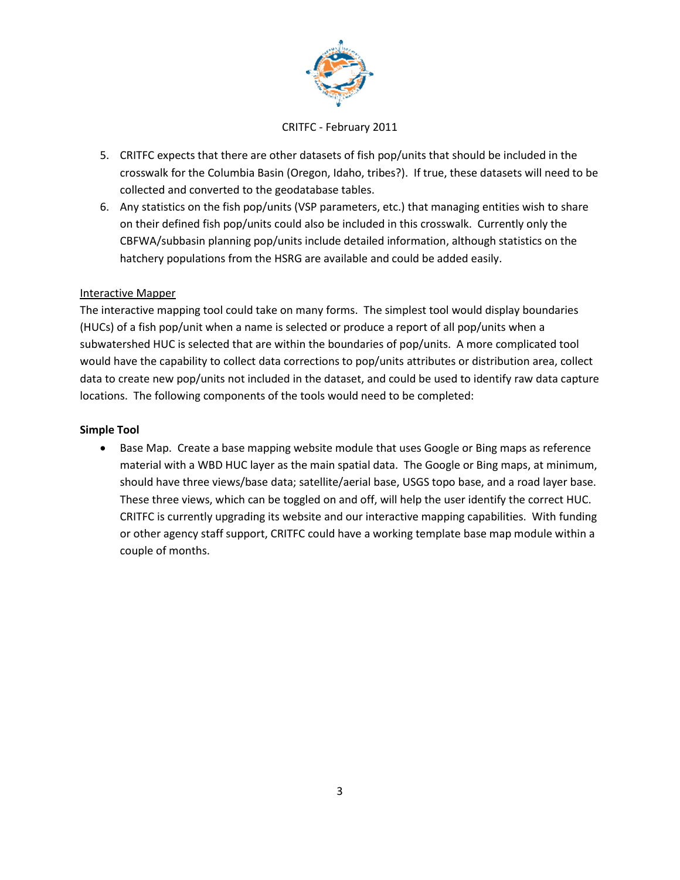5. CRITFC expects that there are other datasets of fish pop/units that should be included in the crosswalk for the Columbia Basin (Oregon, Idaho, tribes?). If true, these datasets will need to be collected and converted to the geodatabase tables.
6. Any statistics on the fish pop/units (VSP parameters, etc.) that managing entities wish to share on their defined fish pop/units could also be included in this crosswalk. Currently only the CBFWA/subbasin planning pop/units include detailed information, although statistics on the hatchery populations from the HSRG are available and could be added easily.

<u>Interactive Mapper</u>

The interactive mapping tool could take on many forms. The simplest tool would display boundaries (HUCs) of a fish pop/unit when a name is selected or produce a report of all pop/units when a subwatershed HUC is selected that are within the boundaries of pop/units. A more complicated tool would have the capability to collect data corrections to pop/units attributes or distribution area, collect data to create new pop/units not included in the dataset, and could be used to identify raw data capture locations. The following components of the tools would need to be completed:

**Simple Tool**

- Base Map. Create a base mapping website module that uses Google or Bing maps as reference material with a WBD HUC layer as the main spatial data. The Google or Bing maps, at minimum, should have three views/base data; satellite/aerial base, USGS topo base, and a road layer base. These three views, which can be toggled on and off, will help the user identify the correct HUC. CRITFC is currently upgrading its website and our interactive mapping capabilities. With funding or other agency staff support, CRITFC could have a working template base map module within a couple of months.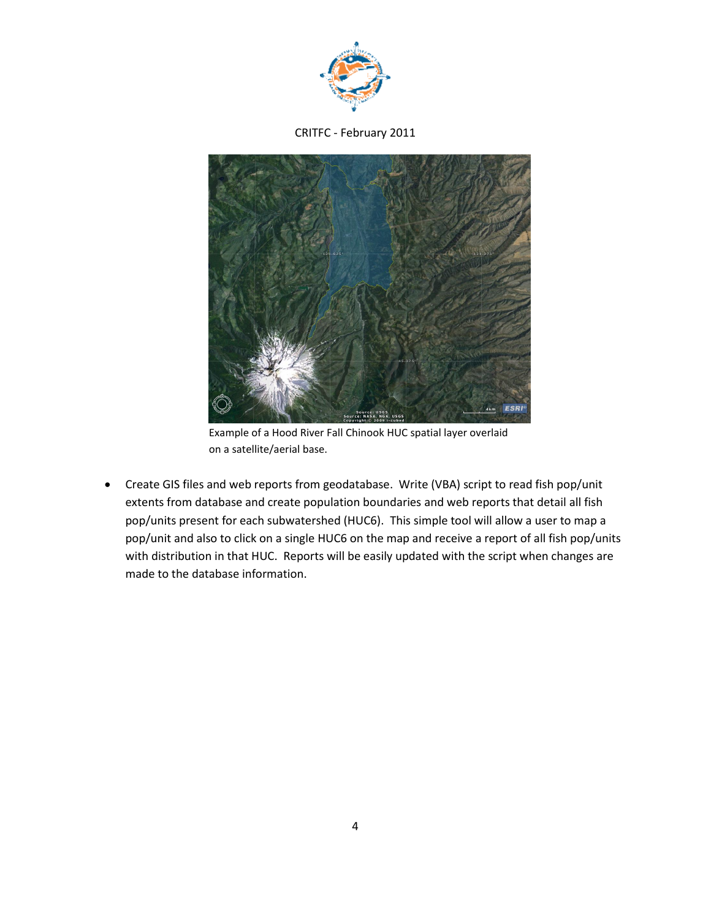Example of a Hood River Fall Chinook HUC spatial layer overlaid on a satellite/aerial base.

- Create GIS files and web reports from geodatabase. Write (VBA) script to read fish pop/unit extents from database and create population boundaries and web reports that detail all fish pop/units present for each subwatershed (HUC6). This simple tool will allow a user to map a pop/unit and also to click on a single HUC6 on the map and receive a report of all fish pop/units with distribution in that HUC. Reports will be easily updated with the script when changes are made to the database information.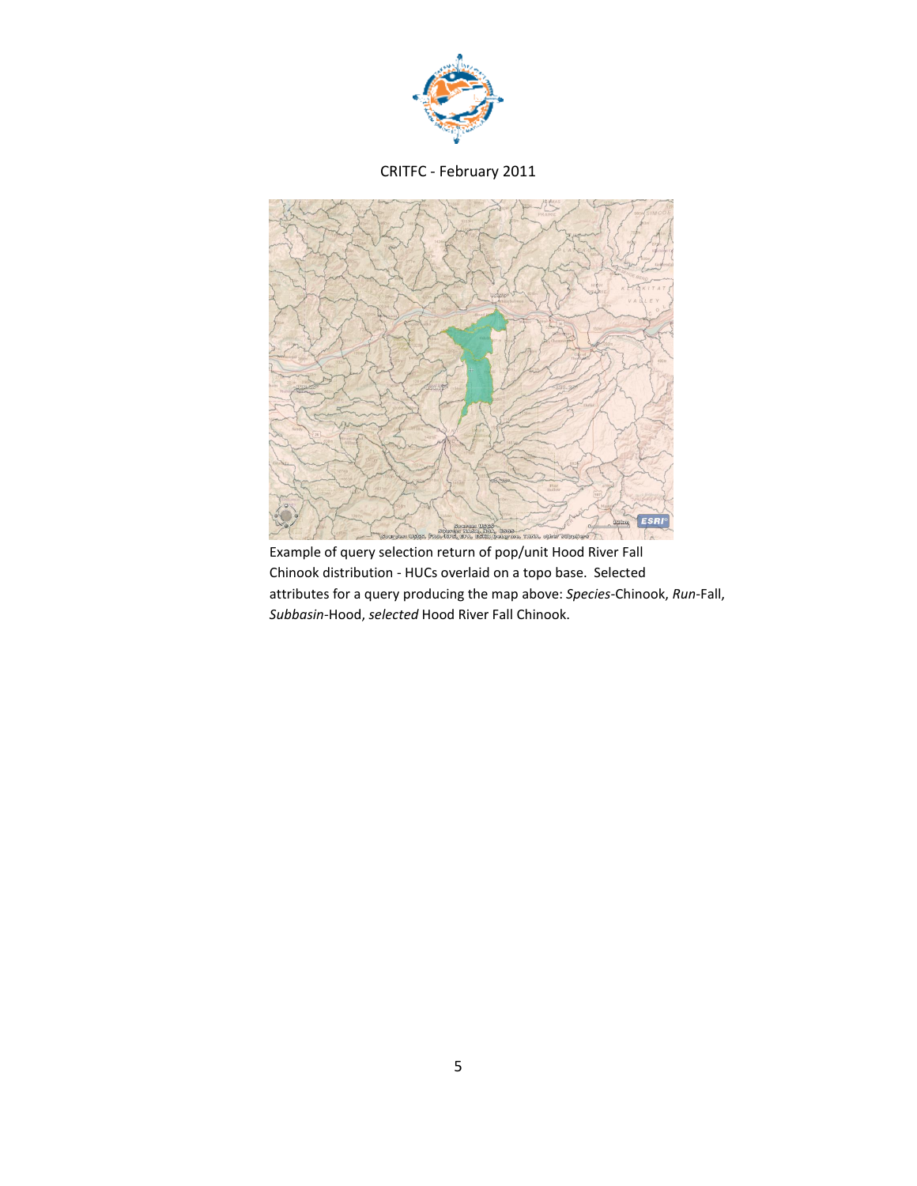CRITFC - February 2011

Example of query selection return of pop/unit Hood River Fall Chinook distribution - HUCs overlaid on a topo base. Selected attributes for a query producing the map above: *Species*-Chinook, *Run*-Fall, *Subbasin*-Hood, *selected* Hood River Fall Chinook.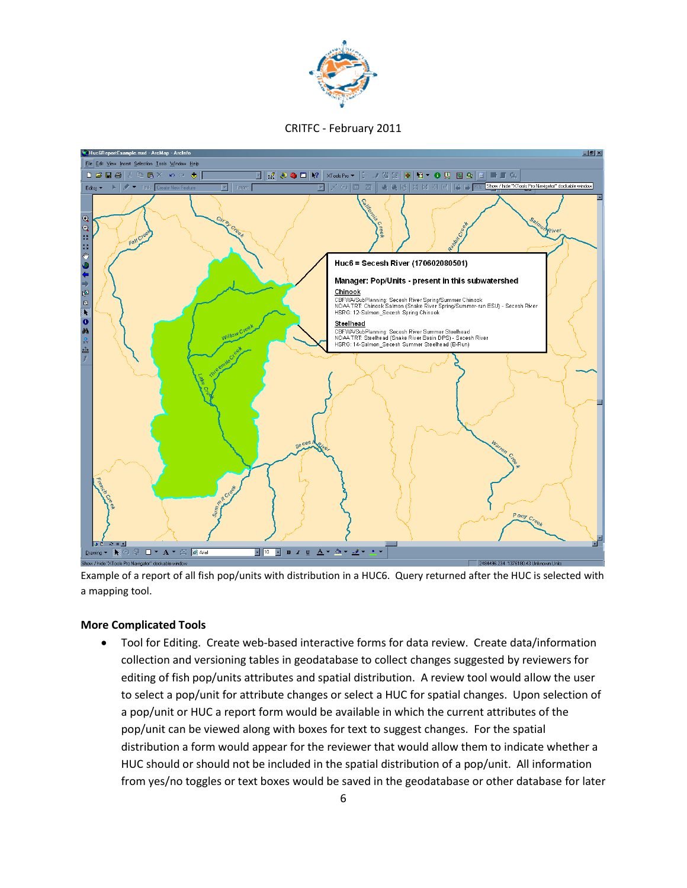Example of a report of all fish pop/units with distribution in a HUC6. Query returned after the HUC is selected with a mapping tool.

### More Complicated Tools

- Tool for Editing. Create web-based interactive forms for data review. Create data/information collection and versioning tables in geodatabase to collect changes suggested by reviewers for editing of fish pop/units attributes and spatial distribution. A review tool would allow the user to select a pop/unit for attribute changes or select a HUC for spatial changes. Upon selection of a pop/unit or HUC a report form would be available in which the current attributes of the pop/unit can be viewed along with boxes for text to suggest changes. For the spatial distribution a form would appear for the reviewer that would allow them to indicate whether a HUC should or should not be included in the spatial distribution of a pop/unit. All information from yes/no toggles or text boxes would be saved in the geodatabase or other database for later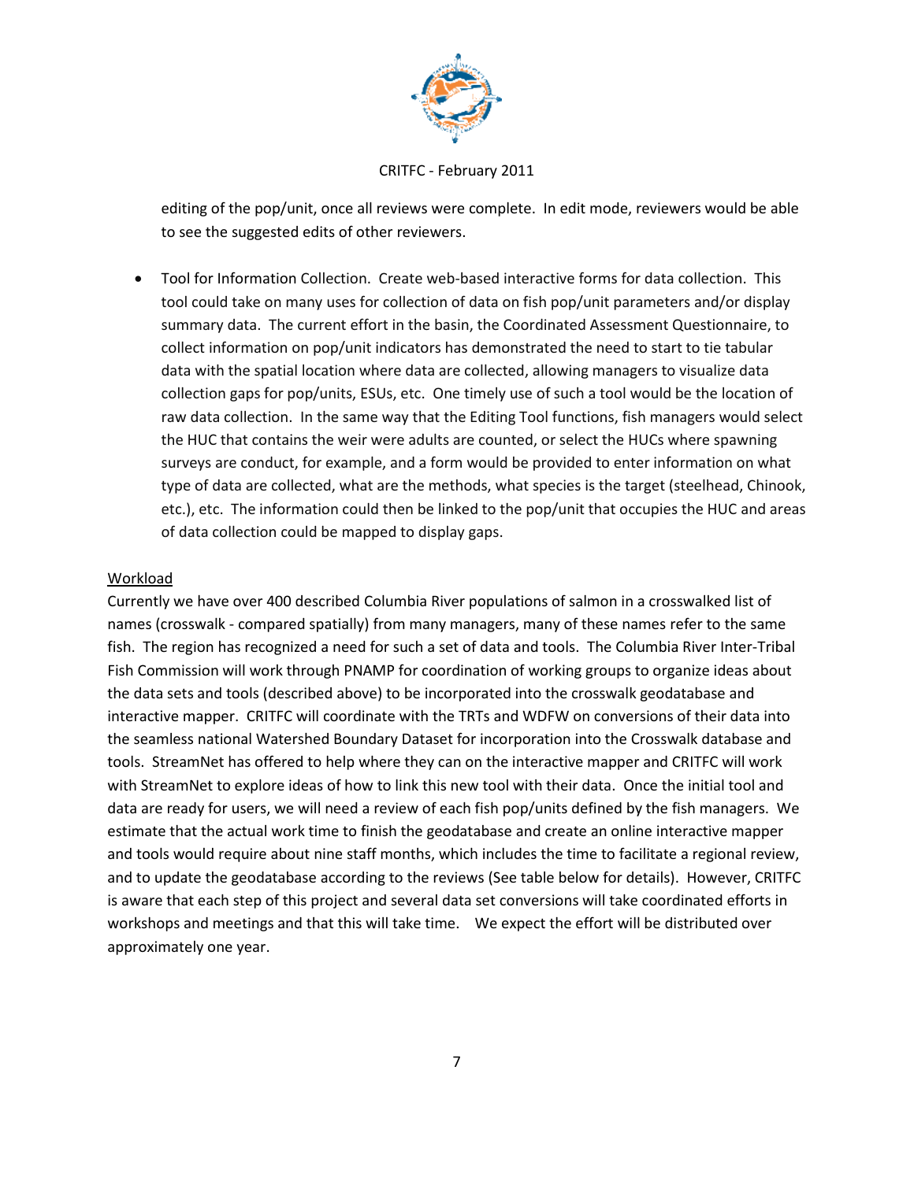editing of the pop/unit, once all reviews were complete. In edit mode, reviewers would be able to see the suggested edits of other reviewers.

- Tool for Information Collection. Create web-based interactive forms for data collection. This tool could take on many uses for collection of data on fish pop/unit parameters and/or display summary data. The current effort in the basin, the Coordinated Assessment Questionnaire, to collect information on pop/unit indicators has demonstrated the need to start to tie tabular data with the spatial location where data are collected, allowing managers to visualize data collection gaps for pop/units, ESUs, etc. One timely use of such a tool would be the location of raw data collection. In the same way that the Editing Tool functions, fish managers would select the HUC that contains the weir were adults are counted, or select the HUCs where spawning surveys are conduct, for example, and a form would be provided to enter information on what type of data are collected, what are the methods, what species is the target (steelhead, Chinook, etc.), etc. The information could then be linked to the pop/unit that occupies the HUC and areas of data collection could be mapped to display gaps.

<u>Workload</u>

Currently we have over 400 described Columbia River populations of salmon in a crosswalked list of names (crosswalk - compared spatially) from many managers, many of these names refer to the same fish. The region has recognized a need for such a set of data and tools. The Columbia River Inter-Tribal Fish Commission will work through PNAMP for coordination of working groups to organize ideas about the data sets and tools (described above) to be incorporated into the crosswalk geodatabase and interactive mapper. CRITFC will coordinate with the TRTs and WDFW on conversions of their data into the seamless national Watershed Boundary Dataset for incorporation into the Crosswalk database and tools. StreamNet has offered to help where they can on the interactive mapper and CRITFC will work with StreamNet to explore ideas of how to link this new tool with their data. Once the initial tool and data are ready for users, we will need a review of each fish pop/units defined by the fish managers. We estimate that the actual work time to finish the geodatabase and create an online interactive mapper and tools would require about nine staff months, which includes the time to facilitate a regional review, and to update the geodatabase according to the reviews (See table below for details). However, CRITFC is aware that each step of this project and several data set conversions will take coordinated efforts in workshops and meetings and that this will take time. We expect the effort will be distributed over approximately one year.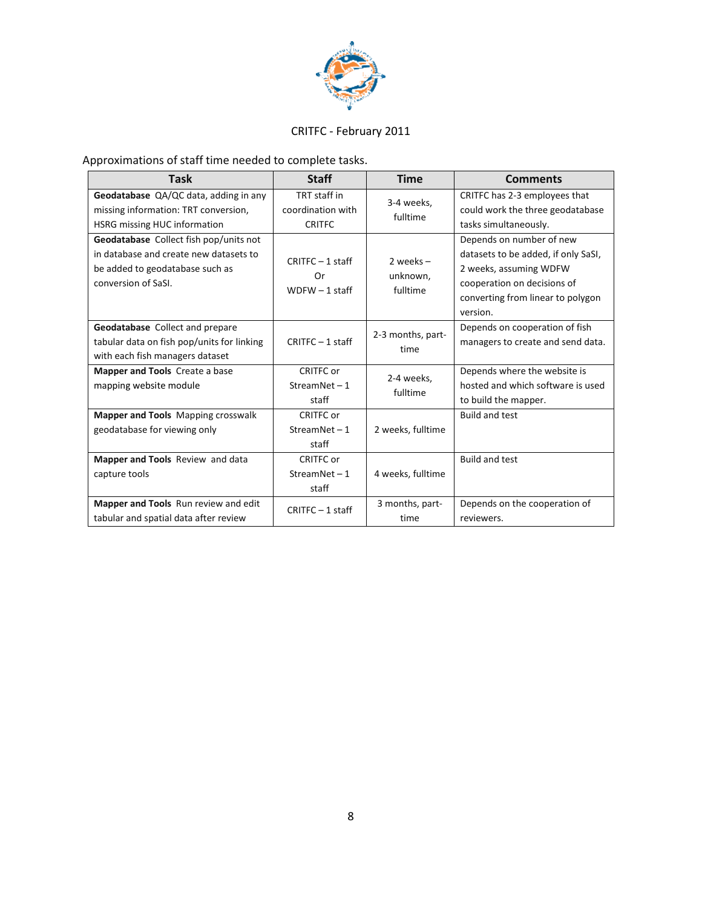CRITFC - February 2011

Approximations of staff time needed to complete tasks.

| Task | Staff | Time | Comments |
|---|---|---|---|
| **Geodatabase** QA/QC data, adding in any missing information: TRT conversion, HSRG missing HUC information | TRT staff in coordination with CRITFC | 3-4 weeks, fulltime | CRITFC has 2-3 employees that could work the three geodatabase tasks simultaneously. |
| **Geodatabase** Collect fish pop/units not in database and create new datasets to be added to geodatabase such as conversion of SaSI. | CRITFC – 1 staff Or WDFW – 1 staff | 2 weeks – unknown, fulltime | Depends on number of new datasets to be added, if only SaSI, 2 weeks, assuming WDFW cooperation on decisions of converting from linear to polygon version. |
| **Geodatabase** Collect and prepare tabular data on fish pop/units for linking with each fish managers dataset | CRITFC – 1 staff | 2-3 months, part-time | Depends on cooperation of fish managers to create and send data. |
| **Mapper and Tools** Create a base mapping website module | CRITFC or StreamNet – 1 staff | 2-4 weeks, fulltime | Depends where the website is hosted and which software is used to build the mapper. |
| **Mapper and Tools** Mapping crosswalk geodatabase for viewing only | CRITFC or StreamNet – 1 staff | 2 weeks, fulltime | Build and test |
| **Mapper and Tools** Review and data capture tools | CRITFC or StreamNet – 1 staff | 4 weeks, fulltime | Build and test |
| **Mapper and Tools** Run review and edit tabular and spatial data after review | CRITFC – 1 staff | 3 months, part-time | Depends on the cooperation of reviewers. |